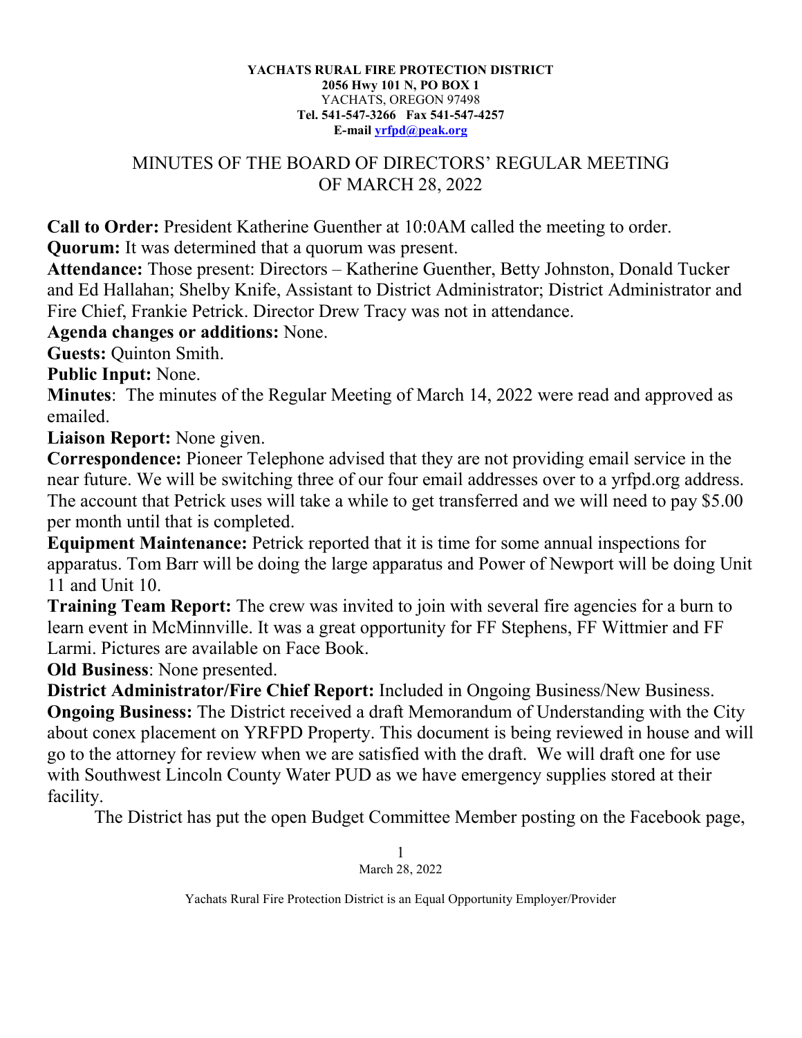**YACHATS RURAL FIRE PROTECTION DISTRICT**
**2056 Hwy 101 N, PO BOX 1**
YACHATS, OREGON 97498
**Tel. 541-547-3266 Fax 541-547-4257**
**E-mail yrfpd@peak.org**

# MINUTES OF THE BOARD OF DIRECTORS' REGULAR MEETING OF MARCH 28, 2022

**Call to Order:** President Katherine Guenther at 10:0AM called the meeting to order.
**Quorum:** It was determined that a quorum was present.
**Attendance:** Those present: Directors – Katherine Guenther, Betty Johnston, Donald Tucker and Ed Hallahan; Shelby Knife, Assistant to District Administrator; District Administrator and Fire Chief, Frankie Petrick. Director Drew Tracy was not in attendance.
**Agenda changes or additions:** None.
**Guests:** Quinton Smith.
**Public Input:** None.
**Minutes**: The minutes of the Regular Meeting of March 14, 2022 were read and approved as emailed.
**Liaison Report:** None given.
**Correspondence:** Pioneer Telephone advised that they are not providing email service in the near future. We will be switching three of our four email addresses over to a yrfpd.org address. The account that Petrick uses will take a while to get transferred and we will need to pay $5.00 per month until that is completed.
**Equipment Maintenance:** Petrick reported that it is time for some annual inspections for apparatus. Tom Barr will be doing the large apparatus and Power of Newport will be doing Unit 11 and Unit 10.
**Training Team Report:** The crew was invited to join with several fire agencies for a burn to learn event in McMinnville. It was a great opportunity for FF Stephens, FF Wittmier and FF Larmi. Pictures are available on Face Book.
**Old Business**: None presented.
**District Administrator/Fire Chief Report:** Included in Ongoing Business/New Business.
**Ongoing Business:** The District received a draft Memorandum of Understanding with the City about conex placement on YRFPD Property. This document is being reviewed in house and will go to the attorney for review when we are satisfied with the draft. We will draft one for use with Southwest Lincoln County Water PUD as we have emergency supplies stored at their facility.

The District has put the open Budget Committee Member posting on the Facebook page,

Yachats Rural Fire Protection District is an Equal Opportunity Employer/Provider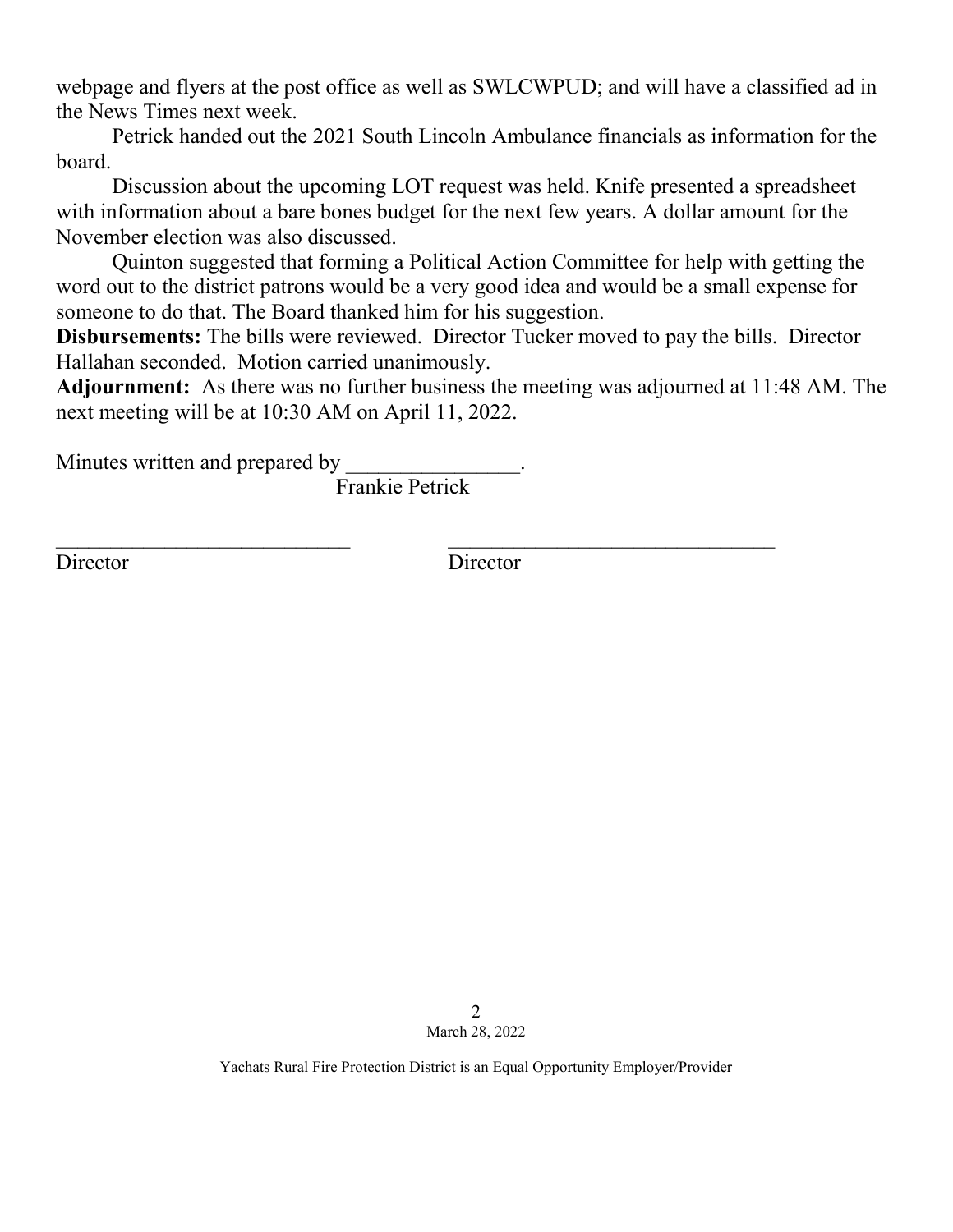webpage and flyers at the post office as well as SWLCWPUD; and will have a classified ad in the News Times next week.

Petrick handed out the 2021 South Lincoln Ambulance financials as information for the board.

Discussion about the upcoming LOT request was held. Knife presented a spreadsheet with information about a bare bones budget for the next few years. A dollar amount for the November election was also discussed.

Quinton suggested that forming a Political Action Committee for help with getting the word out to the district patrons would be a very good idea and would be a small expense for someone to do that. The Board thanked him for his suggestion.

**Disbursements:** The bills were reviewed. Director Tucker moved to pay the bills. Director Hallahan seconded. Motion carried unanimously.

**Adjournment:** As there was no further business the meeting was adjourned at 11:48 AM. The next meeting will be at 10:30 AM on April 11, 2022.

Minutes written and prepared by ________________.
Frankie Petrick

____________________________ &nbsp;&nbsp;&nbsp;&nbsp; _______________________________
Director &nbsp;&nbsp;&nbsp;&nbsp; Director

March 28, 2022

Yachats Rural Fire Protection District is an Equal Opportunity Employer/Provider